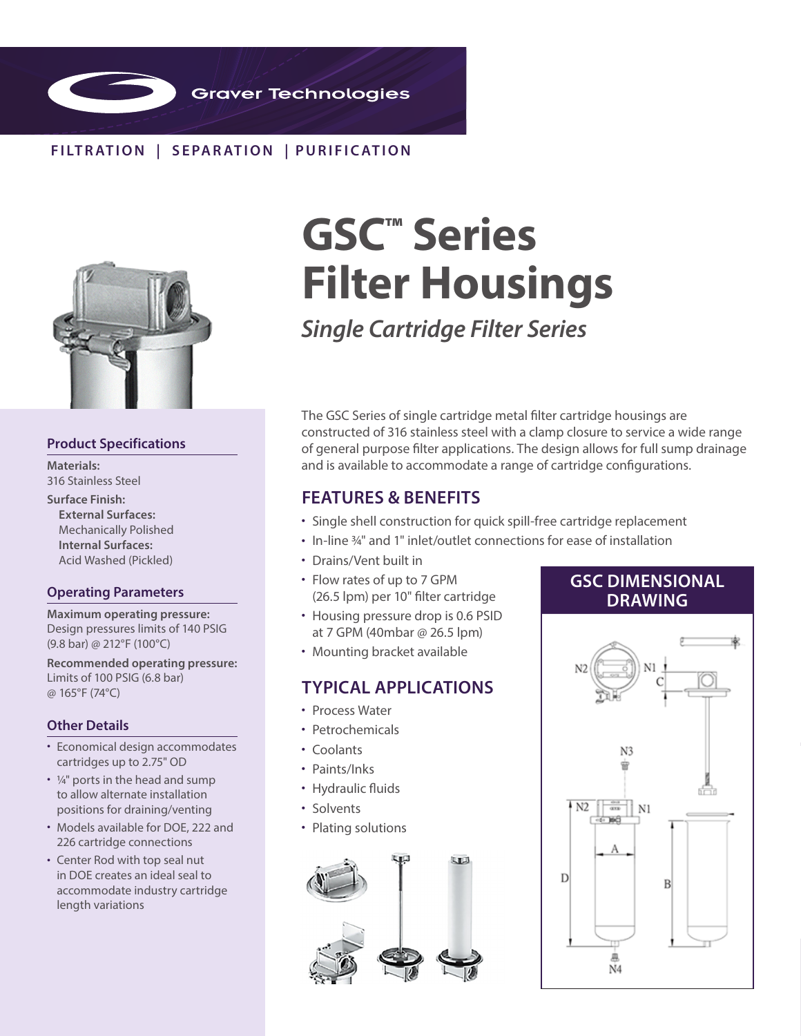Graver Technologies

FILTRATION | SEPARATION | PURIFICATION

# GSC™ Series Filter Housings

*Single Cartridge Filter Series*

The GSC Series of single cartridge metal filter cartridge housings are constructed of 316 stainless steel with a clamp closure to service a wide range of general purpose filter applications. The design allows for full sump drainage and is available to accommodate a range of cartridge configurations.

## FEATURES & BENEFITS

- Single shell construction for quick spill-free cartridge replacement
- In-line ¾" and 1" inlet/outlet connections for ease of installation
- Drains/Vent built in
- Flow rates of up to 7 GPM (26.5 lpm) per 10" filter cartridge
- Housing pressure drop is 0.6 PSID at 7 GPM (40mbar @ 26.5 lpm)
- Mounting bracket available

## TYPICAL APPLICATIONS

- Process Water
- Petrochemicals
- Coolants
- Paints/Inks
- Hydraulic fluids
- Solvents
- Plating solutions

### Product Specifications

**Materials:**
316 Stainless Steel

**Surface Finish:**
**External Surfaces:**
Mechanically Polished
**Internal Surfaces:**
Acid Washed (Pickled)

### Operating Parameters

**Maximum operating pressure:**
Design pressures limits of 140 PSIG (9.8 bar) @ 212°F (100°C)

**Recommended operating pressure:**
Limits of 100 PSIG (6.8 bar) @ 165°F (74°C)

### Other Details

- Economical design accommodates cartridges up to 2.75" OD
- ¼" ports in the head and sump to allow alternate installation positions for draining/venting
- Models available for DOE, 222 and 226 cartridge connections
- Center Rod with top seal nut in DOE creates an ideal seal to accommodate industry cartridge length variations

## GSC DIMENSIONAL DRAWING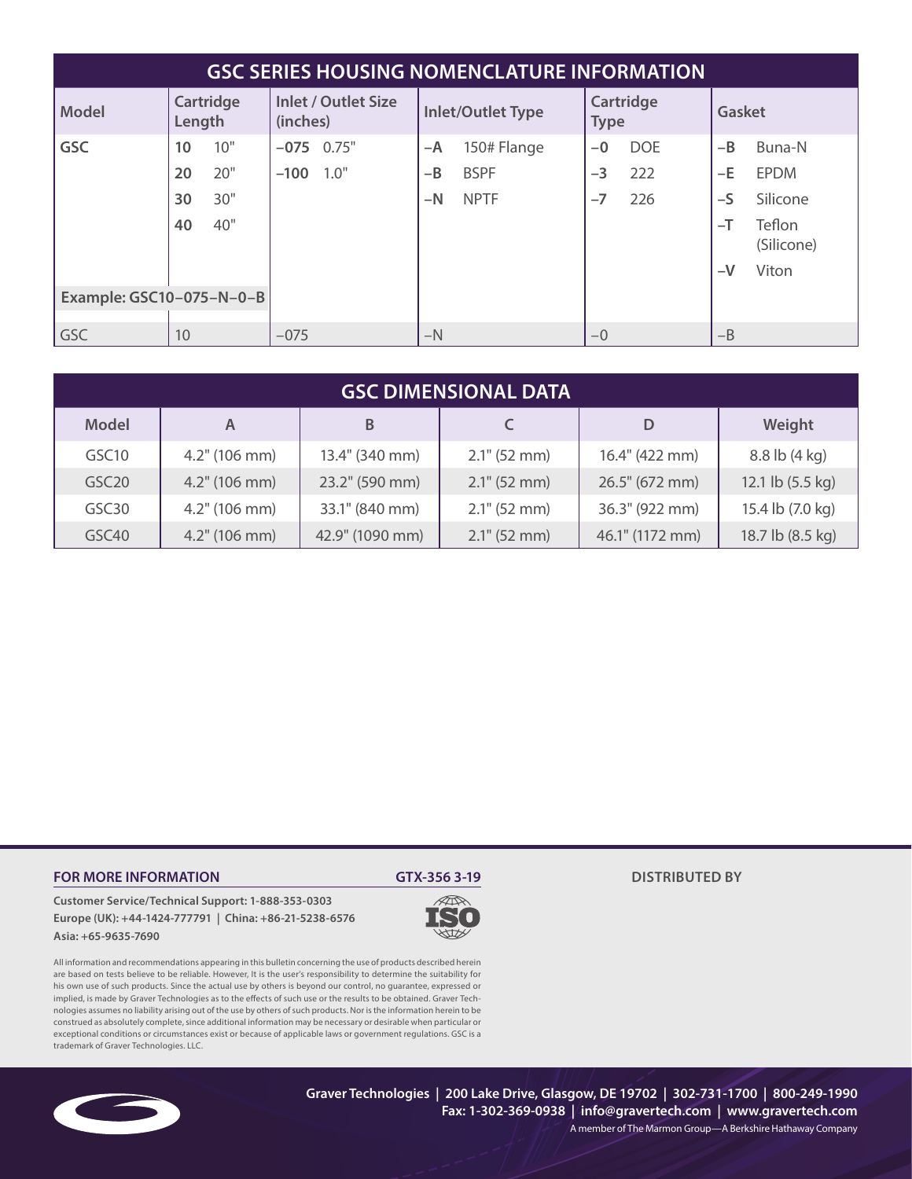## GSC SERIES HOUSING NOMENCLATURE INFORMATION

| Model | Cartridge Length | | Inlet / Outlet Size (inches) | | Inlet/Outlet Type | | Cartridge Type | | Gasket | |
|---|---|---|---|---|---|---|---|---|---|---|
| **GSC** | **10** | 10" | **–075** | 0.75" | **–A** | 150# Flange | **–0** | DOE | **–B** | Buna-N |
| | **20** | 20" | **–100** | 1.0" | **–B** | BSPF | **–3** | 222 | **–E** | EPDM |
| | **30** | 30" | | | **–N** | NPTF | **–7** | 226 | **–S** | Silicone |
| | **40** | 40" | | | | | | | **–T** | Teflon (Silicone) |
| | | | | | | | | | **–V** | Viton |
| **Example: GSC10–075–N–0–B** | | | | | | | | | | |
| GSC | 10 | | –075 | | –N | | –0 | | –B | |

## GSC DIMENSIONAL DATA

| Model | A | B | C | D | Weight |
|---|---|---|---|---|---|
| GSC10 | 4.2" (106 mm) | 13.4" (340 mm) | 2.1" (52 mm) | 16.4" (422 mm) | 8.8 lb (4 kg) |
| GSC20 | 4.2" (106 mm) | 23.2" (590 mm) | 2.1" (52 mm) | 26.5" (672 mm) | 12.1 lb (5.5 kg) |
| GSC30 | 4.2" (106 mm) | 33.1" (840 mm) | 2.1" (52 mm) | 36.3" (922 mm) | 15.4 lb (7.0 kg) |
| GSC40 | 4.2" (106 mm) | 42.9" (1090 mm) | 2.1" (52 mm) | 46.1" (1172 mm) | 18.7 lb (8.5 kg) |

**FOR MORE INFORMATION** **GTX-356 3-19**

**Customer Service/Technical Support: 1-888-353-0303**
**Europe (UK): +44-1424-777791 | China: +86-21-5238-6576**
**Asia: +65-9635-7690**

**DISTRIBUTED BY**

All information and recommendations appearing in this bulletin concerning the use of products described herein are based on tests believe to be reliable. However, It is the user's responsibility to determine the suitability for his own use of such products. Since the actual use by others is beyond our control, no guarantee, expressed or implied, is made by Graver Technologies as to the effects of such use or the results to be obtained. Graver Technologies assumes no liability arising out of the use by others of such products. Nor is the information herein to be construed as absolutely complete, since additional information may be necessary or desirable when particular or exceptional conditions or circumstances exist or because of applicable laws or government regulations. GSC is a trademark of Graver Technologies. LLC.

**Graver Technologies | 200 Lake Drive, Glasgow, DE 19702 | 302-731-1700 | 800-249-1990**
**Fax: 1-302-369-0938 | info@gravertech.com | www.gravertech.com**
A member of The Marmon Group—A Berkshire Hathaway Company